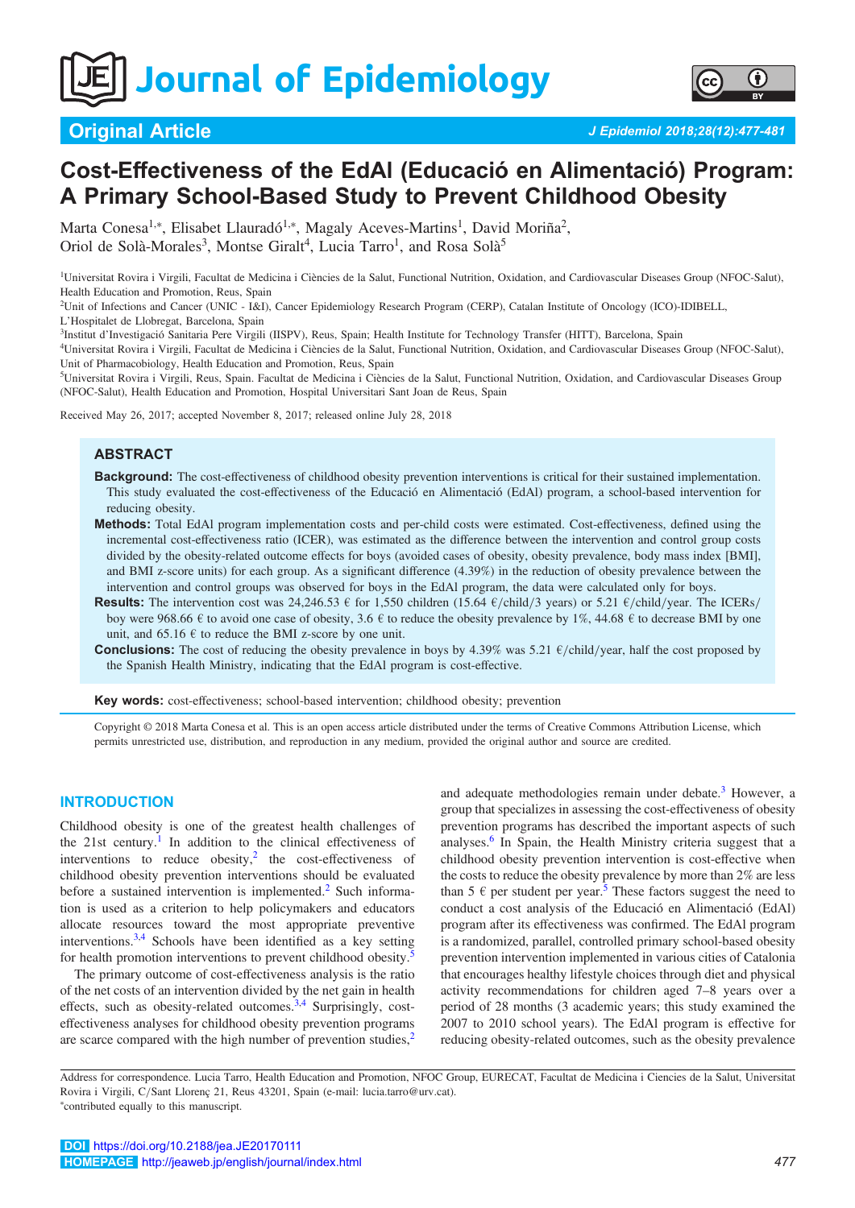Original Article

# Cost-Effectiveness of the EdAl (Educació en Alimentació) Program: A Primary School-Based Study to Prevent Childhood Obesity

Marta Conesa[1,*], Elisabet Llauradó[1,*], Magaly Aceves-Martins[1], David Moriña[2], Oriol de Solà-Morales[3], Montse Giralt[4], Lucia Tarro[1], and Rosa Solà[5]

[1]Universitat Rovira i Virgili, Facultat de Medicina i Ciències de la Salut, Functional Nutrition, Oxidation, and Cardiovascular Diseases Group (NFOC-Salut), Health Education and Promotion, Reus, Spain
[2]Unit of Infections and Cancer (UNIC - I&I), Cancer Epidemiology Research Program (CERP), Catalan Institute of Oncology (ICO)-IDIBELL, L'Hospitalet de Llobregat, Barcelona, Spain
[3]Institut d'Investigació Sanitaria Pere Virgili (IISPV), Reus, Spain; Health Institute for Technology Transfer (HITT), Barcelona, Spain
[4]Universitat Rovira i Virgili, Facultat de Medicina i Ciències de la Salut, Functional Nutrition, Oxidation, and Cardiovascular Diseases Group (NFOC-Salut), Unit of Pharmacobiology, Health Education and Promotion, Reus, Spain
[5]Universitat Rovira i Virgili, Reus, Spain. Facultat de Medicina i Ciències de la Salut, Functional Nutrition, Oxidation, and Cardiovascular Diseases Group (NFOC-Salut), Health Education and Promotion, Hospital Universitari Sant Joan de Reus, Spain

Received May 26, 2017; accepted November 8, 2017; released online July 28, 2018

## ABSTRACT

**Background:** The cost-effectiveness of childhood obesity prevention interventions is critical for their sustained implementation. This study evaluated the cost-effectiveness of the Educació en Alimentació (EdAl) program, a school-based intervention for reducing obesity.

**Methods:** Total EdAl program implementation costs and per-child costs were estimated. Cost-effectiveness, defined using the incremental cost-effectiveness ratio (ICER), was estimated as the difference between the intervention and control group costs divided by the obesity-related outcome effects for boys (avoided cases of obesity, obesity prevalence, body mass index [BMI], and BMI z-score units) for each group. As a significant difference (4.39%) in the reduction of obesity prevalence between the intervention and control groups was observed for boys in the EdAl program, the data were calculated only for boys.

**Results:** The intervention cost was 24,246.53 € for 1,550 children (15.64 €/child/3 years) or 5.21 €/child/year. The ICERs/boy were 968.66 € to avoid one case of obesity, 3.6 € to reduce the obesity prevalence by 1%, 44.68 € to decrease BMI by one unit, and 65.16 € to reduce the BMI z-score by one unit.

**Conclusions:** The cost of reducing the obesity prevalence in boys by 4.39% was 5.21 €/child/year, half the cost proposed by the Spanish Health Ministry, indicating that the EdAl program is cost-effective.

**Key words:** cost-effectiveness; school-based intervention; childhood obesity; prevention

Copyright © 2018 Marta Conesa et al. This is an open access article distributed under the terms of Creative Commons Attribution License, which permits unrestricted use, distribution, and reproduction in any medium, provided the original author and source are credited.

## INTRODUCTION

Childhood obesity is one of the greatest health challenges of the 21st century.[1] In addition to the clinical effectiveness of interventions to reduce obesity,[2] the cost-effectiveness of childhood obesity prevention interventions should be evaluated before a sustained intervention is implemented.[2] Such information is used as a criterion to help policymakers and educators allocate resources toward the most appropriate preventive interventions.[3,4] Schools have been identified as a key setting for health promotion interventions to prevent childhood obesity.[5]

The primary outcome of cost-effectiveness analysis is the ratio of the net costs of an intervention divided by the net gain in health effects, such as obesity-related outcomes.[3,4] Surprisingly, cost-effectiveness analyses for childhood obesity prevention programs are scarce compared with the high number of prevention studies,[2] and adequate methodologies remain under debate.[3] However, a group that specializes in assessing the cost-effectiveness of obesity prevention programs has described the important aspects of such analyses.[6] In Spain, the Health Ministry criteria suggest that a childhood obesity prevention intervention is cost-effective when the costs to reduce the obesity prevalence by more than 2% are less than 5 € per student per year.[5] These factors suggest the need to conduct a cost analysis of the Educació en Alimentació (EdAl) program after its effectiveness was confirmed. The EdAl program is a randomized, parallel, controlled primary school-based obesity prevention intervention implemented in various cities of Catalonia that encourages healthy lifestyle choices through diet and physical activity recommendations for children aged 7–8 years over a period of 28 months (3 academic years; this study examined the 2007 to 2010 school years). The EdAl program is effective for reducing obesity-related outcomes, such as the obesity prevalence

Address for correspondence. Lucia Tarro, Health Education and Promotion, NFOC Group, EURECAT, Facultat de Medicina i Ciencies de la Salut, Universitat Rovira i Virgili, C/Sant Llorenç 21, Reus 43201, Spain (e-mail: lucia.tarro@urv.cat).
*contributed equally to this manuscript.

DOI https://doi.org/10.2188/jea.JE20170111
HOMEPAGE http://jeaweb.jp/english/journal/index.html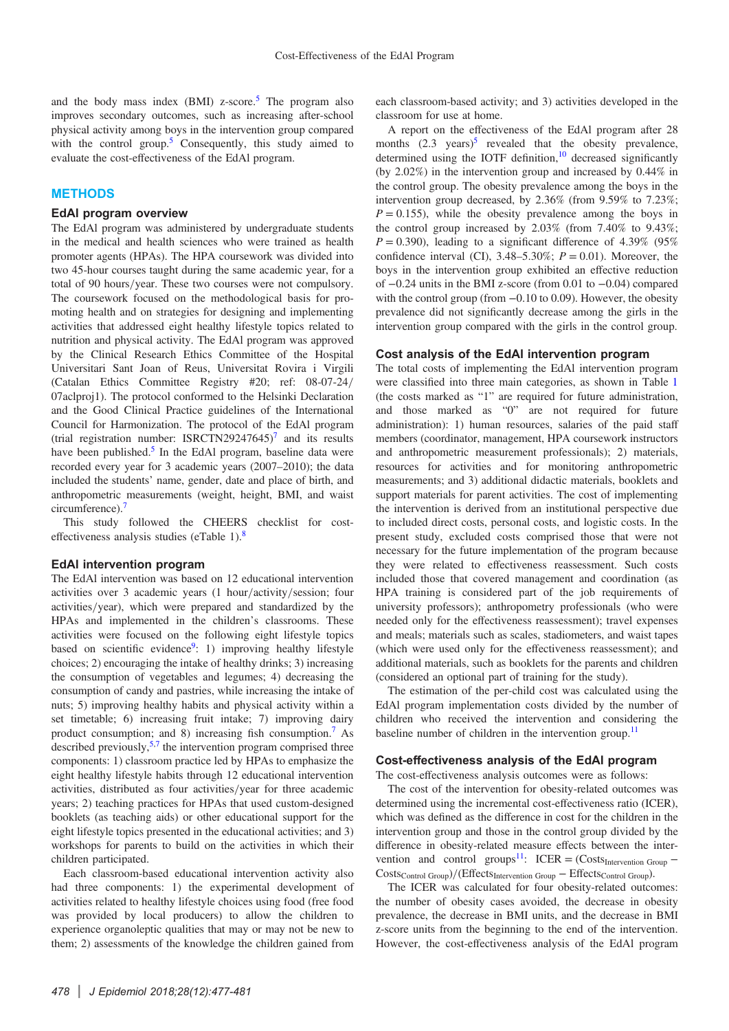and the body mass index (BMI) z-score.[5] The program also improves secondary outcomes, such as increasing after-school physical activity among boys in the intervention group compared with the control group.[5] Consequently, this study aimed to evaluate the cost-effectiveness of the EdAl program.

## METHODS

### EdAl program overview

The EdAl program was administered by undergraduate students in the medical and health sciences who were trained as health promoter agents (HPAs). The HPA coursework was divided into two 45-hour courses taught during the same academic year, for a total of 90 hours/year. These two courses were not compulsory. The coursework focused on the methodological basis for promoting health and on strategies for designing and implementing activities that addressed eight healthy lifestyle topics related to nutrition and physical activity. The EdAl program was approved by the Clinical Research Ethics Committee of the Hospital Universitari Sant Joan of Reus, Universitat Rovira i Virgili (Catalan Ethics Committee Registry #20; ref: 08-07-24/07aclproj1). The protocol conformed to the Helsinki Declaration and the Good Clinical Practice guidelines of the International Council for Harmonization. The protocol of the EdAl program (trial registration number: ISRCTN29247645)[7] and its results have been published.[5] In the EdAl program, baseline data were recorded every year for 3 academic years (2007–2010); the data included the students' name, gender, date and place of birth, and anthropometric measurements (weight, height, BMI, and waist circumference).[7]

This study followed the CHEERS checklist for cost-effectiveness analysis studies (eTable 1).[8]

### EdAl intervention program

The EdAl intervention was based on 12 educational intervention activities over 3 academic years (1 hour/activity/session; four activities/year), which were prepared and standardized by the HPAs and implemented in the children's classrooms. These activities were focused on the following healthy lifestyle topics based on scientific evidence[9]: 1) improving healthy lifestyle choices; 2) encouraging the intake of healthy drinks; 3) increasing the consumption of vegetables and legumes; 4) decreasing the consumption of candy and pastries, while increasing the intake of nuts; 5) improving healthy habits and physical activity within a set timetable; 6) increasing fruit intake; 7) improving dairy product consumption; and 8) increasing fish consumption.[7] As described previously,[5,7] the intervention program comprised three components: 1) classroom practice led by HPAs to emphasize the eight healthy lifestyle habits through 12 educational intervention activities, distributed as four activities/year for three academic years; 2) teaching practices for HPAs that used custom-designed booklets (as teaching aids) or other educational support for the eight lifestyle topics presented in the educational activities; and 3) workshops for parents to build on the activities in which their children participated.

Each classroom-based educational intervention activity also had three components: 1) the experimental development of activities related to healthy lifestyle choices using food (free food was provided by local producers) to allow the children to experience organoleptic qualities that may or may not be new to them; 2) assessments of the knowledge the children gained from each classroom-based activity; and 3) activities developed in the classroom for use at home.

A report on the effectiveness of the EdAl program after 28 months (2.3 years)[5] revealed that the obesity prevalence, determined using the IOTF definition,[10] decreased significantly (by 2.02%) in the intervention group and increased by 0.44% in the control group. The obesity prevalence among the boys in the intervention group decreased, by 2.36% (from 9.59% to 7.23%; $P = 0.155$), while the obesity prevalence among the boys in the control group increased by 2.03% (from 7.40% to 9.43%; $P = 0.390$), leading to a significant difference of 4.39% (95% confidence interval (CI), 3.48–5.30%; $P = 0.01$). Moreover, the boys in the intervention group exhibited an effective reduction of −0.24 units in the BMI z-score (from 0.01 to −0.04) compared with the control group (from −0.10 to 0.09). However, the obesity prevalence did not significantly decrease among the girls in the intervention group compared with the girls in the control group.

### Cost analysis of the EdAl intervention program

The total costs of implementing the EdAl intervention program were classified into three main categories, as shown in Table 1 (the costs marked as "1" are required for future administration, and those marked as "0" are not required for future administration): 1) human resources, salaries of the paid staff members (coordinator, management, HPA coursework instructors and anthropometric measurement professionals); 2) materials, resources for activities and for monitoring anthropometric measurements; and 3) additional didactic materials, booklets and support materials for parent activities. The cost of implementing the intervention is derived from an institutional perspective due to included direct costs, personal costs, and logistic costs. In the present study, excluded costs comprised those that were not necessary for the future implementation of the program because they were related to effectiveness reassessment. Such costs included those that covered management and coordination (as HPA training is considered part of the job requirements of university professors); anthropometry professionals (who were needed only for the effectiveness reassessment); travel expenses and meals; materials such as scales, stadiometers, and waist tapes (which were used only for the effectiveness reassessment); and additional materials, such as booklets for the parents and children (considered an optional part of training for the study).

The estimation of the per-child cost was calculated using the EdAl program implementation costs divided by the number of children who received the intervention and considering the baseline number of children in the intervention group.[11]

### Cost-effectiveness analysis of the EdAl program

The cost-effectiveness analysis outcomes were as follows:

The cost of the intervention for obesity-related outcomes was determined using the incremental cost-effectiveness ratio (ICER), which was defined as the difference in cost for the children in the intervention group and those in the control group divided by the difference in obesity-related measure effects between the intervention and control groups[11]: $\text{ICER} = (\text{Costs}_{\text{Intervention Group}} - \text{Costs}_{\text{Control Group}})/(\text{Effects}_{\text{Intervention Group}} - \text{Effects}_{\text{Control Group}})$.

The ICER was calculated for four obesity-related outcomes: the number of obesity cases avoided, the decrease in obesity prevalence, the decrease in BMI units, and the decrease in BMI z-score units from the beginning to the end of the intervention. However, the cost-effectiveness analysis of the EdAl program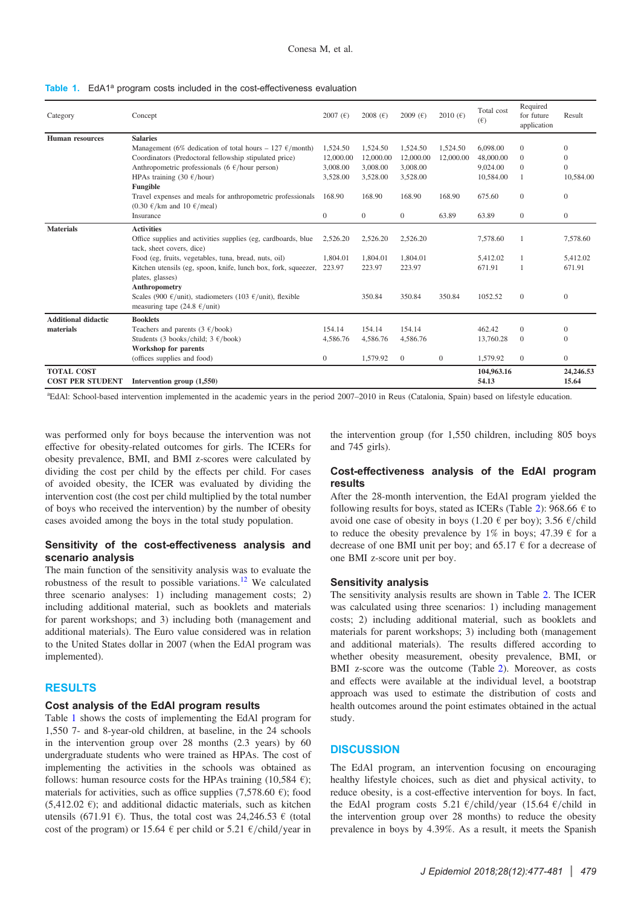**Table 1.** EdAl[a] program costs included in the cost-effectiveness evaluation

| Category | Concept | 2007 (€) | 2008 (€) | 2009 (€) | 2010 (€) | Total cost (€) | Required for future application | Result |
|---|---|---|---|---|---|---|---|---|
| **Human resources** | **Salaries** | | | | | | | |
| | Management (6% dedication of total hours – 127 €/month) | 1,524.50 | 1,524.50 | 1,524.50 | 1,524.50 | 6,098.00 | 0 | 0 |
| | Coordinators (Predoctoral fellowship stipulated price) | 12,000.00 | 12,000.00 | 12,000.00 | 12,000.00 | 48,000.00 | 0 | 0 |
| | Anthropometric professionals (6 €/hour person) | 3,008.00 | 3,008.00 | 3,008.00 | | 9,024.00 | 0 | 0 |
| | HPAs training (30 €/hour) | 3,528.00 | 3,528.00 | 3,528.00 | | 10,584.00 | 1 | 10,584.00 |
| | **Fungible** | | | | | | | |
| | Travel expenses and meals for anthropometric professionals (0.30 €/km and 10 €/meal) | 168.90 | 168.90 | 168.90 | 168.90 | 675.60 | 0 | 0 |
| | Insurance | 0 | 0 | 0 | 63.89 | 63.89 | 0 | 0 |
| **Materials** | **Activities** | | | | | | | |
| | Office supplies and activities supplies (eg, cardboards, blue tack, sheet covers, dice) | 2,526.20 | 2,526.20 | 2,526.20 | | 7,578.60 | 1 | 7,578.60 |
| | Food (eg, fruits, vegetables, tuna, bread, nuts, oil) | 1,804.01 | 1,804.01 | 1,804.01 | | 5,412.02 | 1 | 5,412.02 |
| | Kitchen utensils (eg, spoon, knife, lunch box, fork, squeezer, plates, glasses) | 223.97 | 223.97 | 223.97 | | 671.91 | 1 | 671.91 |
| | **Anthropometry** | | | | | | | |
| | Scales (900 €/unit), stadiometers (103 €/unit), flexible measuring tape (24.8 €/unit) | | 350.84 | 350.84 | 350.84 | 1052.52 | 0 | 0 |
| **Additional didactic materials** | **Booklets** | | | | | | | |
| | Teachers and parents (3 €/book) | 154.14 | 154.14 | 154.14 | | 462.42 | 0 | 0 |
| | Students (3 books/child; 3 €/book) | 4,586.76 | 4,586.76 | 4,586.76 | | 13,760.28 | 0 | 0 |
| | **Workshop for parents** | | | | | | | |
| | (offices supplies and food) | 0 | 1,579.92 | 0 | 0 | 1,579.92 | 0 | 0 |
| **TOTAL COST** | | | | | | **104,963.16** | | **24,246.53** |
| **COST PER STUDENT** | **Intervention group (1,550)** | | | | | **54.13** | | **15.64** |

[a]EdAl: School-based intervention implemented in the academic years in the period 2007–2010 in Reus (Catalonia, Spain) based on lifestyle education.

was performed only for boys because the intervention was not effective for obesity-related outcomes for girls. The ICERs for obesity prevalence, BMI, and BMI z-scores were calculated by dividing the cost per child by the effects per child. For cases of avoided obesity, the ICER was evaluated by dividing the intervention cost (the cost per child multiplied by the total number of boys who received the intervention) by the number of obesity cases avoided among the boys in the total study population.

### Sensitivity of the cost-effectiveness analysis and scenario analysis

The main function of the sensitivity analysis was to evaluate the robustness of the result to possible variations.[12] We calculated three scenario analyses: 1) including management costs; 2) including additional material, such as booklets and materials for parent workshops; and 3) including both (management and additional materials). The Euro value considered was in relation to the United States dollar in 2007 (when the EdAl program was implemented).

## RESULTS

### Cost analysis of the EdAl program results

Table 1 shows the costs of implementing the EdAl program for 1,550 7- and 8-year-old children, at baseline, in the 24 schools in the intervention group over 28 months (2.3 years) by 60 undergraduate students who were trained as HPAs. The cost of implementing the activities in the schools was obtained as follows: human resource costs for the HPAs training (10,584 €); materials for activities, such as office supplies (7,578.60 €); food (5,412.02 €); and additional didactic materials, such as kitchen utensils (671.91 €). Thus, the total cost was 24,246.53 € (total cost of the program) or 15.64 € per child or 5.21 €/child/year in the intervention group (for 1,550 children, including 805 boys and 745 girls).

### Cost-effectiveness analysis of the EdAl program results

After the 28-month intervention, the EdAl program yielded the following results for boys, stated as ICERs (Table 2): 968.66 € to avoid one case of obesity in boys (1.20 € per boy); 3.56 €/child to reduce the obesity prevalence by 1% in boys; 47.39 € for a decrease of one BMI unit per boy; and 65.17 € for a decrease of one BMI z-score unit per boy.

### Sensitivity analysis

The sensitivity analysis results are shown in Table 2. The ICER was calculated using three scenarios: 1) including management costs; 2) including additional material, such as booklets and materials for parent workshops; 3) including both (management and additional materials). The results differed according to whether obesity measurement, obesity prevalence, BMI, or BMI z-score was the outcome (Table 2). Moreover, as costs and effects were available at the individual level, a bootstrap approach was used to estimate the distribution of costs and health outcomes around the point estimates obtained in the actual study.

## DISCUSSION

The EdAl program, an intervention focusing on encouraging healthy lifestyle choices, such as diet and physical activity, to reduce obesity, is a cost-effective intervention for boys. In fact, the EdAl program costs 5.21 €/child/year (15.64 €/child in the intervention group over 28 months) to reduce the obesity prevalence in boys by 4.39%. As a result, it meets the Spanish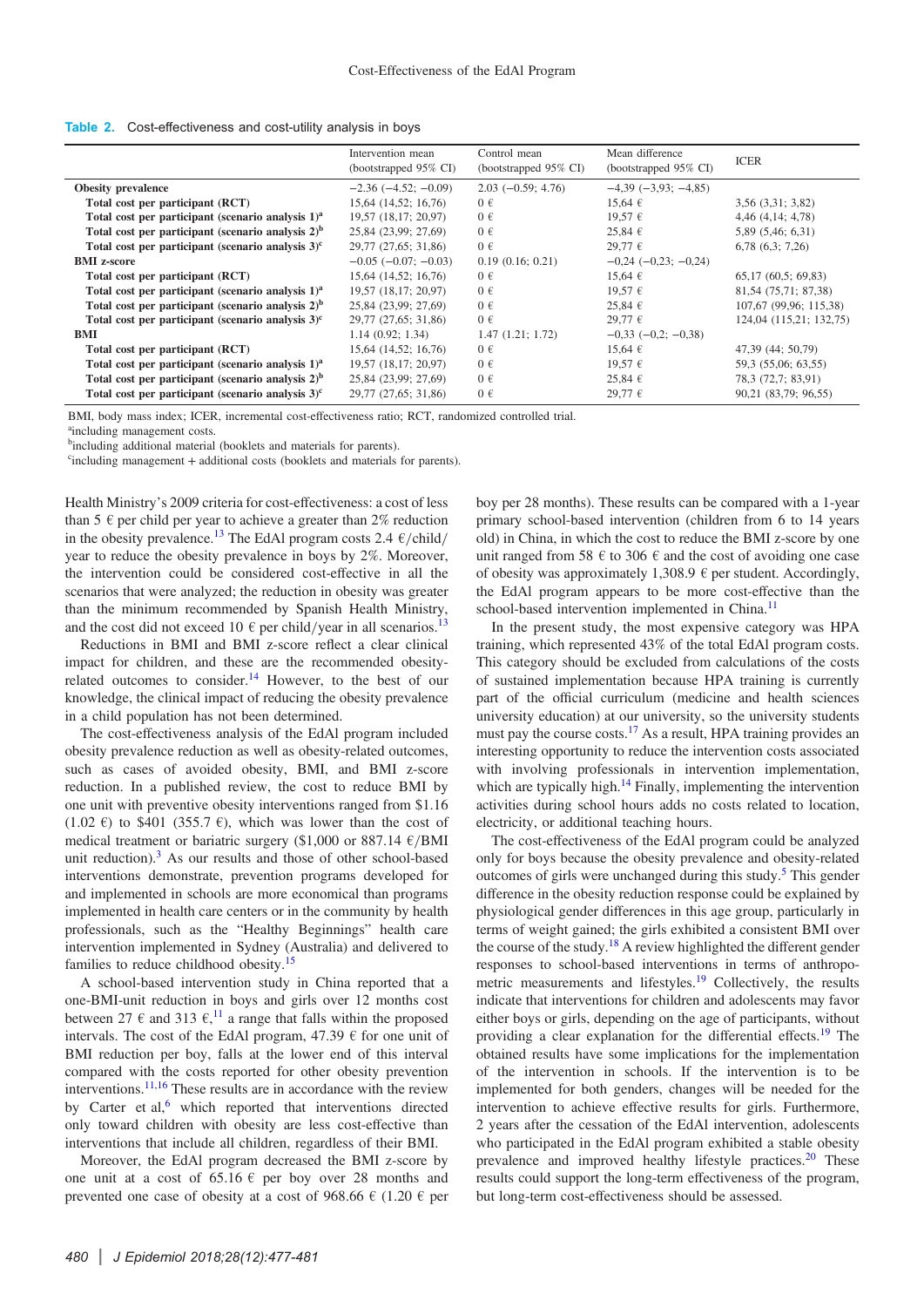**Table 2.** Cost-effectiveness and cost-utility analysis in boys

| | Intervention mean (bootstrapped 95% CI) | Control mean (bootstrapped 95% CI) | Mean difference (bootstrapped 95% CI) | ICER |
|---|---|---|---|---|
| **Obesity prevalence** | −2.36 (−4.52; −0.09) | 2.03 (−0.59; 4.76) | −4,39 (−3,93; −4,85) | |
| **Total cost per participant (RCT)** | 15,64 (14,52; 16,76) | 0 € | 15,64 € | 3,56 (3,31; 3,82) |
| **Total cost per participant (scenario analysis 1)[a]** | 19,57 (18,17; 20,97) | 0 € | 19,57 € | 4,46 (4,14; 4,78) |
| **Total cost per participant (scenario analysis 2)[b]** | 25,84 (23,99; 27,69) | 0 € | 25,84 € | 5,89 (5,46; 6,31) |
| **Total cost per participant (scenario analysis 3)[c]** | 29,77 (27,65; 31,86) | 0 € | 29,77 € | 6,78 (6,3; 7,26) |
| **BMI z-score** | −0.05 (−0.07; −0.03) | 0.19 (0.16; 0.21) | −0,24 (−0,23; −0,24) | |
| **Total cost per participant (RCT)** | 15,64 (14,52; 16,76) | 0 € | 15,64 € | 65,17 (60,5; 69,83) |
| **Total cost per participant (scenario analysis 1)[a]** | 19,57 (18,17; 20,97) | 0 € | 19,57 € | 81,54 (75,71; 87,38) |
| **Total cost per participant (scenario analysis 2)[b]** | 25,84 (23,99; 27,69) | 0 € | 25,84 € | 107,67 (99,96; 115,38) |
| **Total cost per participant (scenario analysis 3)[c]** | 29,77 (27,65; 31,86) | 0 € | 29,77 € | 124,04 (115,21; 132,75) |
| **BMI** | 1.14 (0.92; 1.34) | 1.47 (1.21; 1.72) | −0,33 (−0,2; −0,38) | |
| **Total cost per participant (RCT)** | 15,64 (14,52; 16,76) | 0 € | 15,64 € | 47,39 (44; 50,79) |
| **Total cost per participant (scenario analysis 1)[a]** | 19,57 (18,17; 20,97) | 0 € | 19,57 € | 59,3 (55,06; 63,55) |
| **Total cost per participant (scenario analysis 2)[b]** | 25,84 (23,99; 27,69) | 0 € | 25,84 € | 78,3 (72,7; 83,91) |
| **Total cost per participant (scenario analysis 3)[c]** | 29,77 (27,65; 31,86) | 0 € | 29,77 € | 90,21 (83,79; 96,55) |

BMI, body mass index; ICER, incremental cost-effectiveness ratio; RCT, randomized controlled trial.
[a]including management costs.
[b]including additional material (booklets and materials for parents).
[c]including management + additional costs (booklets and materials for parents).

Health Ministry's 2009 criteria for cost-effectiveness: a cost of less than 5 € per child per year to achieve a greater than 2% reduction in the obesity prevalence.[13] The EdAl program costs 2.4 €/child/year to reduce the obesity prevalence in boys by 2%. Moreover, the intervention could be considered cost-effective in all the scenarios that were analyzed; the reduction in obesity was greater than the minimum recommended by Spanish Health Ministry, and the cost did not exceed 10 € per child/year in all scenarios.[13]

Reductions in BMI and BMI z-score reflect a clear clinical impact for children, and these are the recommended obesity-related outcomes to consider.[14] However, to the best of our knowledge, the clinical impact of reducing the obesity prevalence in a child population has not been determined.

The cost-effectiveness analysis of the EdAl program included obesity prevalence reduction as well as obesity-related outcomes, such as cases of avoided obesity, BMI, and BMI z-score reduction. In a published review, the cost to reduce BMI by one unit with preventive obesity interventions ranged from $1.16 (1.02 €) to $401 (355.7 €), which was lower than the cost of medical treatment or bariatric surgery ($1,000 or 887.14 €/BMI unit reduction).[3] As our results and those of other school-based interventions demonstrate, prevention programs developed for and implemented in schools are more economical than programs implemented in health care centers or in the community by health professionals, such as the "Healthy Beginnings" health care intervention implemented in Sydney (Australia) and delivered to families to reduce childhood obesity.[15]

A school-based intervention study in China reported that a one-BMI-unit reduction in boys and girls over 12 months cost between 27 € and 313 €,[11] a range that falls within the proposed intervals. The cost of the EdAl program, 47.39 € for one unit of BMI reduction per boy, falls at the lower end of this interval compared with the costs reported for other obesity prevention interventions.[11,16] These results are in accordance with the review by Carter et al,[6] which reported that interventions directed only toward children with obesity are less cost-effective than interventions that include all children, regardless of their BMI.

Moreover, the EdAl program decreased the BMI z-score by one unit at a cost of 65.16 € per boy over 28 months and prevented one case of obesity at a cost of 968.66 € (1.20 € per boy per 28 months). These results can be compared with a 1-year primary school-based intervention (children from 6 to 14 years old) in China, in which the cost to reduce the BMI z-score by one unit ranged from 58 € to 306 € and the cost of avoiding one case of obesity was approximately 1,308.9 € per student. Accordingly, the EdAl program appears to be more cost-effective than the school-based intervention implemented in China.[11]

In the present study, the most expensive category was HPA training, which represented 43% of the total EdAl program costs. This category should be excluded from calculations of the costs of sustained implementation because HPA training is currently part of the official curriculum (medicine and health sciences university education) at our university, so the university students must pay the course costs.[17] As a result, HPA training provides an interesting opportunity to reduce the intervention costs associated with involving professionals in intervention implementation, which are typically high.[14] Finally, implementing the intervention activities during school hours adds no costs related to location, electricity, or additional teaching hours.

The cost-effectiveness of the EdAl program could be analyzed only for boys because the obesity prevalence and obesity-related outcomes of girls were unchanged during this study.[5] This gender difference in the obesity reduction response could be explained by physiological gender differences in this age group, particularly in terms of weight gained; the girls exhibited a consistent BMI over the course of the study.[18] A review highlighted the different gender responses to school-based interventions in terms of anthropometric measurements and lifestyles.[19] Collectively, the results indicate that interventions for children and adolescents may favor either boys or girls, depending on the age of participants, without providing a clear explanation for the differential effects.[19] The obtained results have some implications for the implementation of the intervention in schools. If the intervention is to be implemented for both genders, changes will be needed for the intervention to achieve effective results for girls. Furthermore, 2 years after the cessation of the EdAl intervention, adolescents who participated in the EdAl program exhibited a stable obesity prevalence and improved healthy lifestyle practices.[20] These results could support the long-term effectiveness of the program, but long-term cost-effectiveness should be assessed.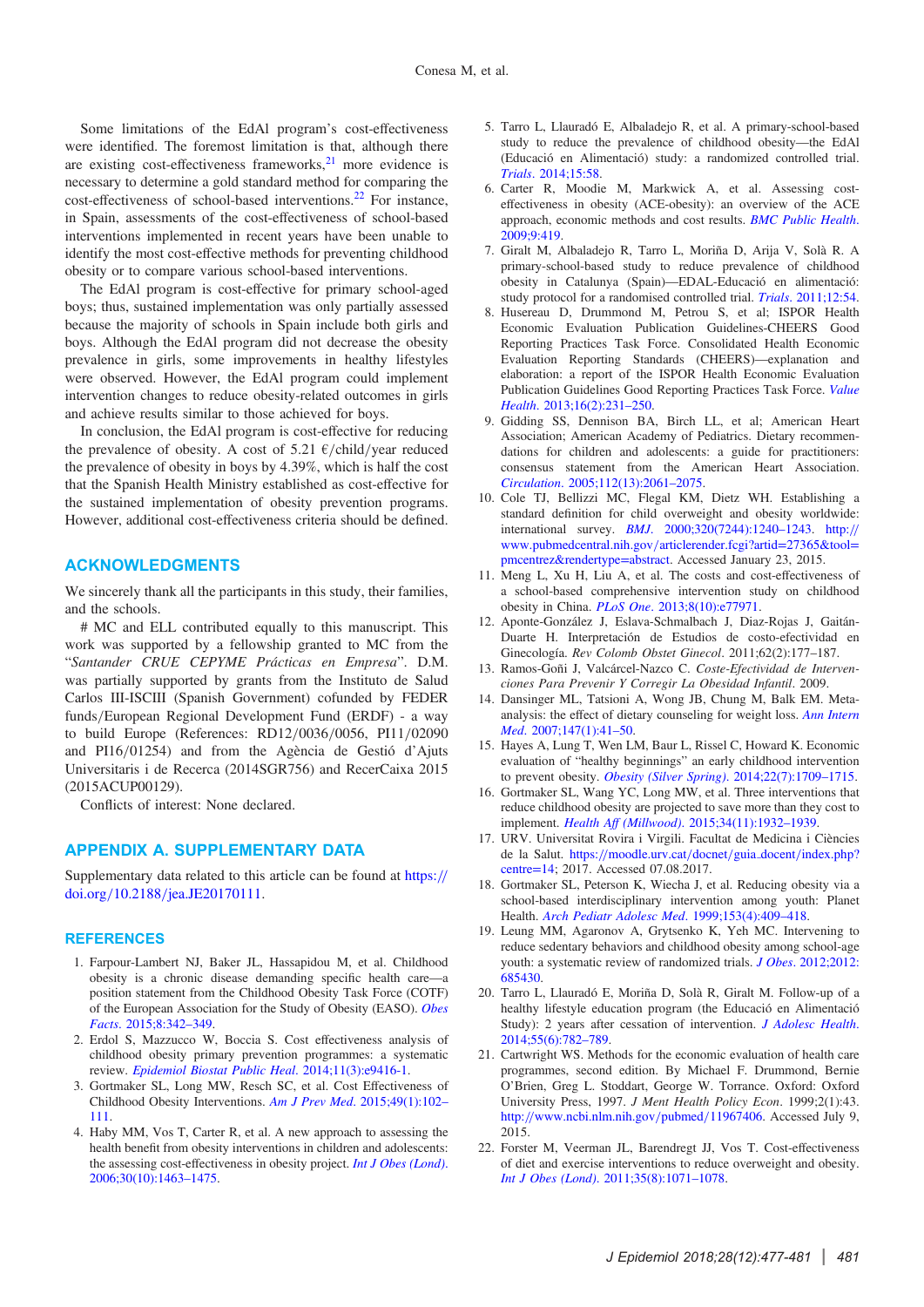Some limitations of the EdAl program's cost-effectiveness were identified. The foremost limitation is that, although there are existing cost-effectiveness frameworks,[21] more evidence is necessary to determine a gold standard method for comparing the cost-effectiveness of school-based interventions.[22] For instance, in Spain, assessments of the cost-effectiveness of school-based interventions implemented in recent years have been unable to identify the most cost-effective methods for preventing childhood obesity or to compare various school-based interventions.

The EdAl program is cost-effective for primary school-aged boys; thus, sustained implementation was only partially assessed because the majority of schools in Spain include both girls and boys. Although the EdAl program did not decrease the obesity prevalence in girls, some improvements in healthy lifestyles were observed. However, the EdAl program could implement intervention changes to reduce obesity-related outcomes in girls and achieve results similar to those achieved for boys.

In conclusion, the EdAl program is cost-effective for reducing the prevalence of obesity. A cost of 5.21 €/child/year reduced the prevalence of obesity in boys by 4.39%, which is half the cost that the Spanish Health Ministry established as cost-effective for the sustained implementation of obesity prevention programs. However, additional cost-effectiveness criteria should be defined.

## ACKNOWLEDGMENTS

We sincerely thank all the participants in this study, their families, and the schools.

# MC and ELL contributed equally to this manuscript. This work was supported by a fellowship granted to MC from the "*Santander CRUE CEPYME Prácticas en Empresa*". D.M. was partially supported by grants from the Instituto de Salud Carlos III-ISCIII (Spanish Government) cofunded by FEDER funds/European Regional Development Fund (ERDF) - a way to build Europe (References: RD12/0036/0056, PI11/02090 and PI16/01254) and from the Agència de Gestió d'Ajuts Universitaris i de Recerca (2014SGR756) and RecerCaixa 2015 (2015ACUP00129).

Conflicts of interest: None declared.

## APPENDIX A. SUPPLEMENTARY DATA

Supplementary data related to this article can be found at https://doi.org/10.2188/jea.JE20170111.

## REFERENCES

1. Farpour-Lambert NJ, Baker JL, Hassapidou M, et al. Childhood obesity is a chronic disease demanding specific health care—a position statement from the Childhood Obesity Task Force (COTF) of the European Association for the Study of Obesity (EASO). *Obes Facts*. 2015;8:342–349.
2. Erdol S, Mazzucco W, Boccia S. Cost effectiveness analysis of childhood obesity primary prevention programmes: a systematic review. *Epidemiol Biostat Public Heal*. 2014;11(3):e9416-1.
3. Gortmaker SL, Long MW, Resch SC, et al. Cost Effectiveness of Childhood Obesity Interventions. *Am J Prev Med*. 2015;49(1):102–111.
4. Haby MM, Vos T, Carter R, et al. A new approach to assessing the health benefit from obesity interventions in children and adolescents: the assessing cost-effectiveness in obesity project. *Int J Obes (Lond)*. 2006;30(10):1463–1475.
5. Tarro L, Llauradó E, Albaladejo R, et al. A primary-school-based study to reduce the prevalence of childhood obesity—the EdAl (Educació en Alimentació) study: a randomized controlled trial. *Trials*. 2014;15:58.
6. Carter R, Moodie M, Markwick A, et al. Assessing cost-effectiveness in obesity (ACE-obesity): an overview of the ACE approach, economic methods and cost results. *BMC Public Health*. 2009;9:419.
7. Giralt M, Albaladejo R, Tarro L, Moriña D, Arija V, Solà R. A primary-school-based study to reduce prevalence of childhood obesity in Catalunya (Spain)—EDAL-Educació en alimentació: study protocol for a randomised controlled trial. *Trials*. 2011;12:54.
8. Husereau D, Drummond M, Petrou S, et al; ISPOR Health Economic Evaluation Publication Guidelines-CHEERS Good Reporting Practices Task Force. Consolidated Health Economic Evaluation Reporting Standards (CHEERS)—explanation and elaboration: a report of the ISPOR Health Economic Evaluation Publication Guidelines Good Reporting Practices Task Force. *Value Health*. 2013;16(2):231–250.
9. Gidding SS, Dennison BA, Birch LL, et al; American Heart Association; American Academy of Pediatrics. Dietary recommendations for children and adolescents: a guide for practitioners: consensus statement from the American Heart Association. *Circulation*. 2005;112(13):2061–2075.
10. Cole TJ, Bellizzi MC, Flegal KM, Dietz WH. Establishing a standard definition for child overweight and obesity worldwide: international survey. *BMJ*. 2000;320(7244):1240–1243. http://www.pubmedcentral.nih.gov/articlerender.fcgi?artid=27365&tool=pmcentrez&rendertype=abstract. Accessed January 23, 2015.
11. Meng L, Xu H, Liu A, et al. The costs and cost-effectiveness of a school-based comprehensive intervention study on childhood obesity in China. *PLoS One*. 2013;8(10):e77971.
12. Aponte-González J, Eslava-Schmalbach J, Diaz-Rojas J, Gaitán-Duarte H. Interpretación de Estudios de costo-efectividad en Ginecología. *Rev Colomb Obstet Ginecol*. 2011;62(2):177–187.
13. Ramos-Goñi J, Valcárcel-Nazco C. *Coste-Efectividad de Intervenciones Para Prevenir Y Corregir La Obesidad Infantil*. 2009.
14. Dansinger ML, Tatsioni A, Wong JB, Chung M, Balk EM. Meta-analysis: the effect of dietary counseling for weight loss. *Ann Intern Med*. 2007;147(1):41–50.
15. Hayes A, Lung T, Wen LM, Baur L, Rissel C, Howard K. Economic evaluation of "healthy beginnings" an early childhood intervention to prevent obesity. *Obesity (Silver Spring)*. 2014;22(7):1709–1715.
16. Gortmaker SL, Wang YC, Long MW, et al. Three interventions that reduce childhood obesity are projected to save more than they cost to implement. *Health Aff (Millwood)*. 2015;34(11):1932–1939.
17. URV. Universitat Rovira i Virgili. Facultat de Medicina i Ciències de la Salut. https://moodle.urv.cat/docnet/guia_docent/index.php?centre=14; 2017. Accessed 07.08.2017.
18. Gortmaker SL, Peterson K, Wiecha J, et al. Reducing obesity via a school-based interdisciplinary intervention among youth: Planet Health. *Arch Pediatr Adolesc Med*. 1999;153(4):409–418.
19. Leung MM, Agaronov A, Grytsenko K, Yeh MC. Intervening to reduce sedentary behaviors and childhood obesity among school-age youth: a systematic review of randomized trials. *J Obes*. 2012;2012:685430.
20. Tarro L, Llauradó E, Moriña D, Solà R, Giralt M. Follow-up of a healthy lifestyle education program (the Educació en Alimentació Study): 2 years after cessation of intervention. *J Adolesc Health*. 2014;55(6):782–789.
21. Cartwright WS. Methods for the economic evaluation of health care programmes, second edition. By Michael F. Drummond, Bernie O'Brien, Greg L. Stoddart, George W. Torrance. Oxford: Oxford University Press, 1997. *J Ment Health Policy Econ*. 1999;2(1):43. http://www.ncbi.nlm.nih.gov/pubmed/11967406. Accessed July 9, 2015.
22. Forster M, Veerman JL, Barendregt JJ, Vos T. Cost-effectiveness of diet and exercise interventions to reduce overweight and obesity. *Int J Obes (Lond)*. 2011;35(8):1071–1078.